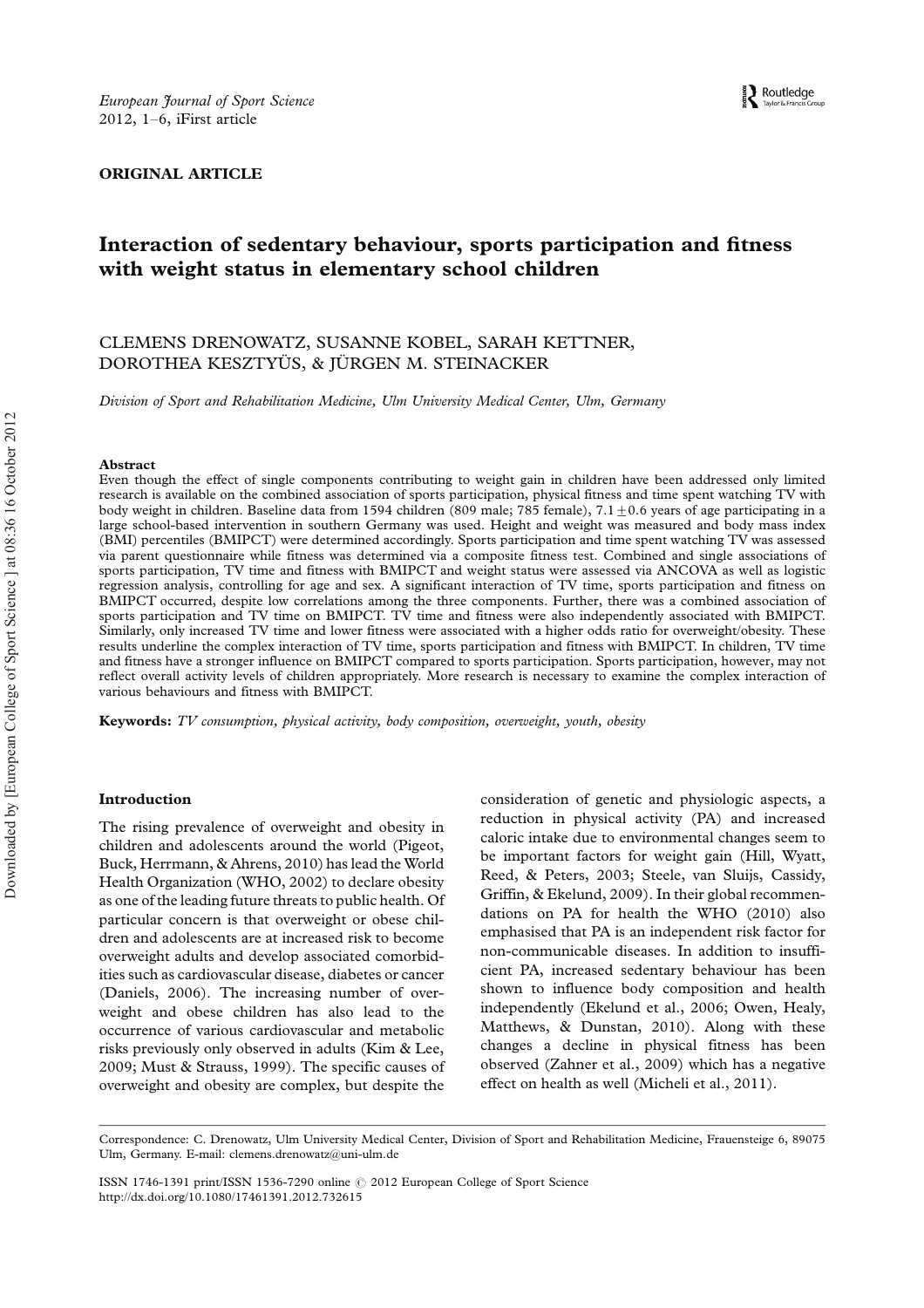ORIGINAL ARTICLE

# Interaction of sedentary behaviour, sports participation and fitness with weight status in elementary school children

CLEMENS DRENOWATZ, SUSANNE KOBEL, SARAH KETTNER, DOROTHEA KESZTYÜS, & JÜRGEN M. STEINACKER

*Division of Sport and Rehabilitation Medicine, Ulm University Medical Center, Ulm, Germany*

### Abstract

Even though the effect of single components contributing to weight gain in children have been addressed only limited research is available on the combined association of sports participation, physical fitness and time spent watching TV with body weight in children. Baseline data from 1594 children (809 male; 785 female), $7.1 \pm 0.6$ years of age participating in a large school-based intervention in southern Germany was used. Height and weight was measured and body mass index (BMI) percentiles (BMIPCT) were determined accordingly. Sports participation and time spent watching TV was assessed via parent questionnaire while fitness was determined via a composite fitness test. Combined and single associations of sports participation, TV time and fitness with BMIPCT and weight status were assessed via ANCOVA as well as logistic regression analysis, controlling for age and sex. A significant interaction of TV time, sports participation and fitness on BMIPCT occurred, despite low correlations among the three components. Further, there was a combined association of sports participation and TV time on BMIPCT. TV time and fitness were also independently associated with BMIPCT. Similarly, only increased TV time and lower fitness were associated with a higher odds ratio for overweight/obesity. These results underline the complex interaction of TV time, sports participation and fitness with BMIPCT. In children, TV time and fitness have a stronger influence on BMIPCT compared to sports participation. Sports participation, however, may not reflect overall activity levels of children appropriately. More research is necessary to examine the complex interaction of various behaviours and fitness with BMIPCT.

**Keywords:** *TV consumption, physical activity, body composition, overweight, youth, obesity*

## Introduction

The rising prevalence of overweight and obesity in children and adolescents around the world (Pigeot, Buck, Herrmann, & Ahrens, 2010) has lead the World Health Organization (WHO, 2002) to declare obesity as one of the leading future threats to public health. Of particular concern is that overweight or obese children and adolescents are at increased risk to become overweight adults and develop associated comorbidities such as cardiovascular disease, diabetes or cancer (Daniels, 2006). The increasing number of overweight and obese children has also lead to the occurrence of various cardiovascular and metabolic risks previously only observed in adults (Kim & Lee, 2009; Must & Strauss, 1999). The specific causes of overweight and obesity are complex, but despite the consideration of genetic and physiologic aspects, a reduction in physical activity (PA) and increased caloric intake due to environmental changes seem to be important factors for weight gain (Hill, Wyatt, Reed, & Peters, 2003; Steele, van Sluijs, Cassidy, Griffin, & Ekelund, 2009). In their global recommendations on PA for health the WHO (2010) also emphasised that PA is an independent risk factor for non-communicable diseases. In addition to insufficient PA, increased sedentary behaviour has been shown to influence body composition and health independently (Ekelund et al., 2006; Owen, Healy, Matthews, & Dunstan, 2010). Along with these changes a decline in physical fitness has been observed (Zahner et al., 2009) which has a negative effect on health as well (Micheli et al., 2011).

Correspondence: C. Drenowatz, Ulm University Medical Center, Division of Sport and Rehabilitation Medicine, Frauensteige 6, 89075 Ulm, Germany. E-mail: clemens.drenowatz@uni-ulm.de

ISSN 1746-1391 print/ISSN 1536-7290 online © 2012 European College of Sport Science
http://dx.doi.org/10.1080/17461391.2012.732615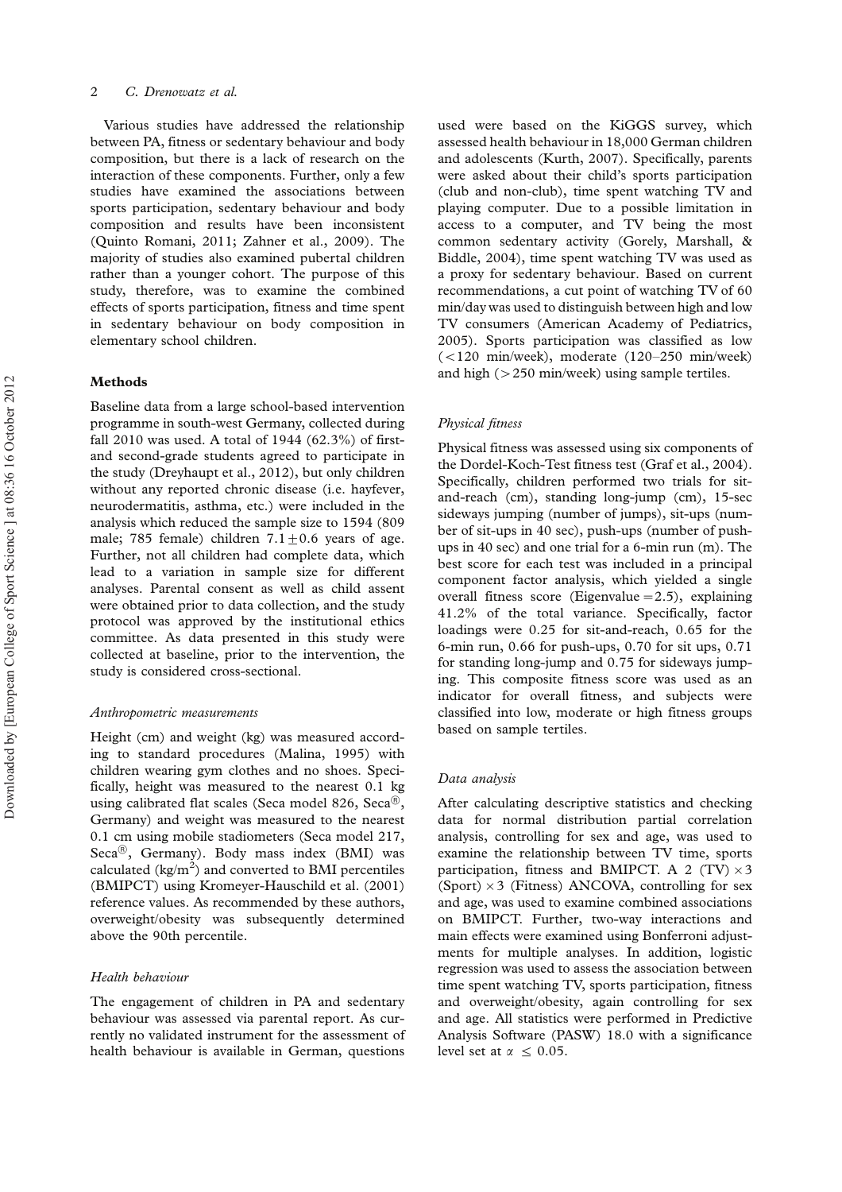Various studies have addressed the relationship between PA, fitness or sedentary behaviour and body composition, but there is a lack of research on the interaction of these components. Further, only a few studies have examined the associations between sports participation, sedentary behaviour and body composition and results have been inconsistent (Quinto Romani, 2011; Zahner et al., 2009). The majority of studies also examined pubertal children rather than a younger cohort. The purpose of this study, therefore, was to examine the combined effects of sports participation, fitness and time spent in sedentary behaviour on body composition in elementary school children.

## Methods

Baseline data from a large school-based intervention programme in south-west Germany, collected during fall 2010 was used. A total of 1944 (62.3%) of first- and second-grade students agreed to participate in the study (Dreyhaupt et al., 2012), but only children without any reported chronic disease (i.e. hayfever, neurodermatitis, asthma, etc.) were included in the analysis which reduced the sample size to 1594 (809 male; 785 female) children $7.1 \pm 0.6$ years of age. Further, not all children had complete data, which lead to a variation in sample size for different analyses. Parental consent as well as child assent were obtained prior to data collection, and the study protocol was approved by the institutional ethics committee. As data presented in this study were collected at baseline, prior to the intervention, the study is considered cross-sectional.

### *Anthropometric measurements*

Height (cm) and weight (kg) was measured according to standard procedures (Malina, 1995) with children wearing gym clothes and no shoes. Specifically, height was measured to the nearest 0.1 kg using calibrated flat scales (Seca model 826, Seca®, Germany) and weight was measured to the nearest 0.1 cm using mobile stadiometers (Seca model 217, Seca®, Germany). Body mass index (BMI) was calculated ($kg/m^2$) and converted to BMI percentiles (BMIPCT) using Kromeyer-Hauschild et al. (2001) reference values. As recommended by these authors, overweight/obesity was subsequently determined above the 90th percentile.

### *Health behaviour*

The engagement of children in PA and sedentary behaviour was assessed via parental report. As currently no validated instrument for the assessment of health behaviour is available in German, questions used were based on the KiGGS survey, which assessed health behaviour in 18,000 German children and adolescents (Kurth, 2007). Specifically, parents were asked about their child's sports participation (club and non-club), time spent watching TV and playing computer. Due to a possible limitation in access to a computer, and TV being the most common sedentary activity (Gorely, Marshall, & Biddle, 2004), time spent watching TV was used as a proxy for sedentary behaviour. Based on current recommendations, a cut point of watching TV of 60 min/day was used to distinguish between high and low TV consumers (American Academy of Pediatrics, 2005). Sports participation was classified as low (<120 min/week), moderate (120–250 min/week) and high (>250 min/week) using sample tertiles.

### *Physical fitness*

Physical fitness was assessed using six components of the Dordel-Koch-Test fitness test (Graf et al., 2004). Specifically, children performed two trials for sit-and-reach (cm), standing long-jump (cm), 15-sec sideways jumping (number of jumps), sit-ups (number of sit-ups in 40 sec), push-ups (number of push-ups in 40 sec) and one trial for a 6-min run (m). The best score for each test was included in a principal component factor analysis, which yielded a single overall fitness score (Eigenvalue = 2.5), explaining 41.2% of the total variance. Specifically, factor loadings were 0.25 for sit-and-reach, 0.65 for the 6-min run, 0.66 for push-ups, 0.70 for sit ups, 0.71 for standing long-jump and 0.75 for sideways jumping. This composite fitness score was used as an indicator for overall fitness, and subjects were classified into low, moderate or high fitness groups based on sample tertiles.

### *Data analysis*

After calculating descriptive statistics and checking data for normal distribution partial correlation analysis, controlling for sex and age, was used to examine the relationship between TV time, sports participation, fitness and BMIPCT. A 2 (TV) × 3 (Sport) × 3 (Fitness) ANCOVA, controlling for sex and age, was used to examine combined associations on BMIPCT. Further, two-way interactions and main effects were examined using Bonferroni adjustments for multiple analyses. In addition, logistic regression was used to assess the association between time spent watching TV, sports participation, fitness and overweight/obesity, again controlling for sex and age. All statistics were performed in Predictive Analysis Software (PASW) 18.0 with a significance level set at $\alpha \leq 0.05$.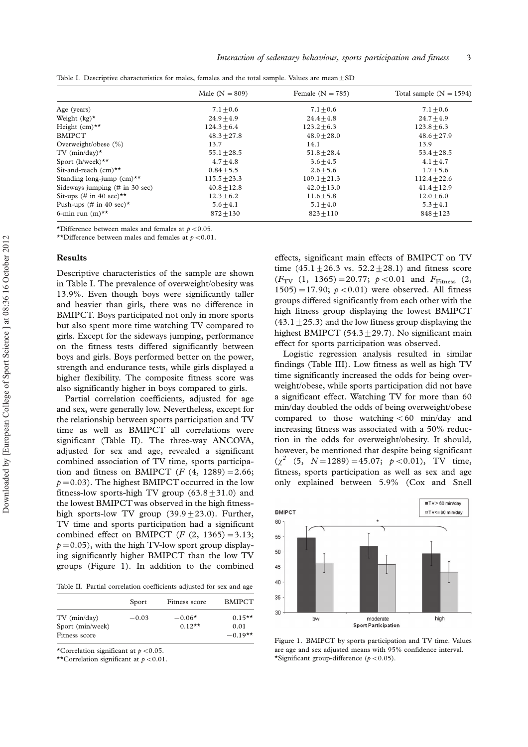Table I. Descriptive characteristics for males, females and the total sample. Values are mean ± SD

| | Male (N = 809) | Female (N = 785) | Total sample (N = 1594) |
|---|---|---|---|
| Age (years) | 7.1 ± 0.6 | 7.1 ± 0.6 | 7.1 ± 0.6 |
| Weight (kg)* | 24.9 ± 4.9 | 24.4 ± 4.8 | 24.7 ± 4.9 |
| Height (cm)** | 124.3 ± 6.4 | 123.2 ± 6.3 | 123.8 ± 6.3 |
| BMIPCT | 48.3 ± 27.8 | 48.9 ± 28.0 | 48.6 ± 27.9 |
| Overweight/obese (%) | 13.7 | 14.1 | 13.9 |
| TV (min/day)* | 55.1 ± 28.5 | 51.8 ± 28.4 | 53.4 ± 28.5 |
| Sport (h/week)** | 4.7 ± 4.8 | 3.6 ± 4.5 | 4.1 ± 4.7 |
| Sit-and-reach (cm)** | 0.84 ± 5.5 | 2.6 ± 5.6 | 1.7 ± 5.6 |
| Standing long-jump (cm)** | 115.5 ± 23.3 | 109.1 ± 21.3 | 112.4 ± 22.6 |
| Sideways jumping (# in 30 sec) | 40.8 ± 12.8 | 42.0 ± 13.0 | 41.4 ± 12.9 |
| Sit-ups (# in 40 sec)** | 12.3 ± 6.2 | 11.6 ± 5.8 | 12.0 ± 6.0 |
| Push-ups (# in 40 sec)* | 5.6 ± 4.1 | 5.1 ± 4.0 | 5.3 ± 4.1 |
| 6-min run (m)** | 872 ± 130 | 823 ± 110 | 848 ± 123 |

*Difference between males and females at $p < 0.05$.

**Difference between males and females at $p < 0.01$.

## Results

Descriptive characteristics of the sample are shown in Table I. The prevalence of overweight/obesity was 13.9%. Even though boys were significantly taller and heavier than girls, there was no difference in BMIPCT. Boys participated not only in more sports but also spent more time watching TV compared to girls. Except for the sideways jumping, performance on the fitness tests differed significantly between boys and girls. Boys performed better on the power, strength and endurance tests, while girls displayed a higher flexibility. The composite fitness score was also significantly higher in boys compared to girls.

Partial correlation coefficients, adjusted for age and sex, were generally low. Nevertheless, except for the relationship between sports participation and TV time as well as BMIPCT all correlations were significant (Table II). The three-way ANCOVA, adjusted for sex and age, revealed a significant combined association of TV time, sports participation and fitness on BMIPCT ($F$ (4, 1289) = 2.66; $p = 0.03$). The highest BMIPCT occurred in the low fitness-low sports-high TV group (63.8 ± 31.0) and the lowest BMIPCT was observed in the high fitness-high sports-low TV group (39.9 ± 23.0). Further, TV time and sports participation had a significant combined effect on BMIPCT ($F$ (2, 1365) = 3.13; $p = 0.05$), with the high TV-low sport group displaying significantly higher BMIPCT than the low TV groups (Figure 1). In addition to the combined effects, significant main effects of BMIPCT on TV time (45.1 ± 26.3 vs. 52.2 ± 28.1) and fitness score ($F_{TV}$ (1, 1365) = 20.77; $p < 0.01$ and $F_{Fitness}$ (2, 1505) = 17.90; $p < 0.01$) were observed. All fitness groups differed significantly from each other with the high fitness group displaying the lowest BMIPCT (43.1 ± 25.3) and the low fitness group displaying the highest BMIPCT (54.3 ± 29.7). No significant main effect for sports participation was observed.

Table II. Partial correlation coefficients adjusted for sex and age

| | Sport | Fitness score | BMIPCT |
|---|---|---|---|
| TV (min/day) | −0.03 | −0.06* | 0.15** |
| Sport (min/week) | | 0.12** | 0.01 |
| Fitness score | | | −0.19** |

*Correlation significant at $p < 0.05$.

**Correlation significant at $p < 0.01$.

Logistic regression analysis resulted in similar findings (Table III). Low fitness as well as high TV time significantly increased the odds for being overweight/obese, while sports participation did not have a significant effect. Watching TV for more than 60 min/day doubled the odds of being overweight/obese compared to those watching < 60 min/day and increasing fitness was associated with a 50% reduction in the odds for overweight/obesity. It should, however, be mentioned that despite being significant ($\chi^2$ (5, $N = 1289$) = 45.07; $p < 0.01$), TV time, fitness, sports participation as well as sex and age only explained between 5.9% (Cox and Snell

Figure 1. BMIPCT by sports participation and TV time. Values are age and sex adjusted means with 95% confidence interval. *Significant group-difference ($p < 0.05$).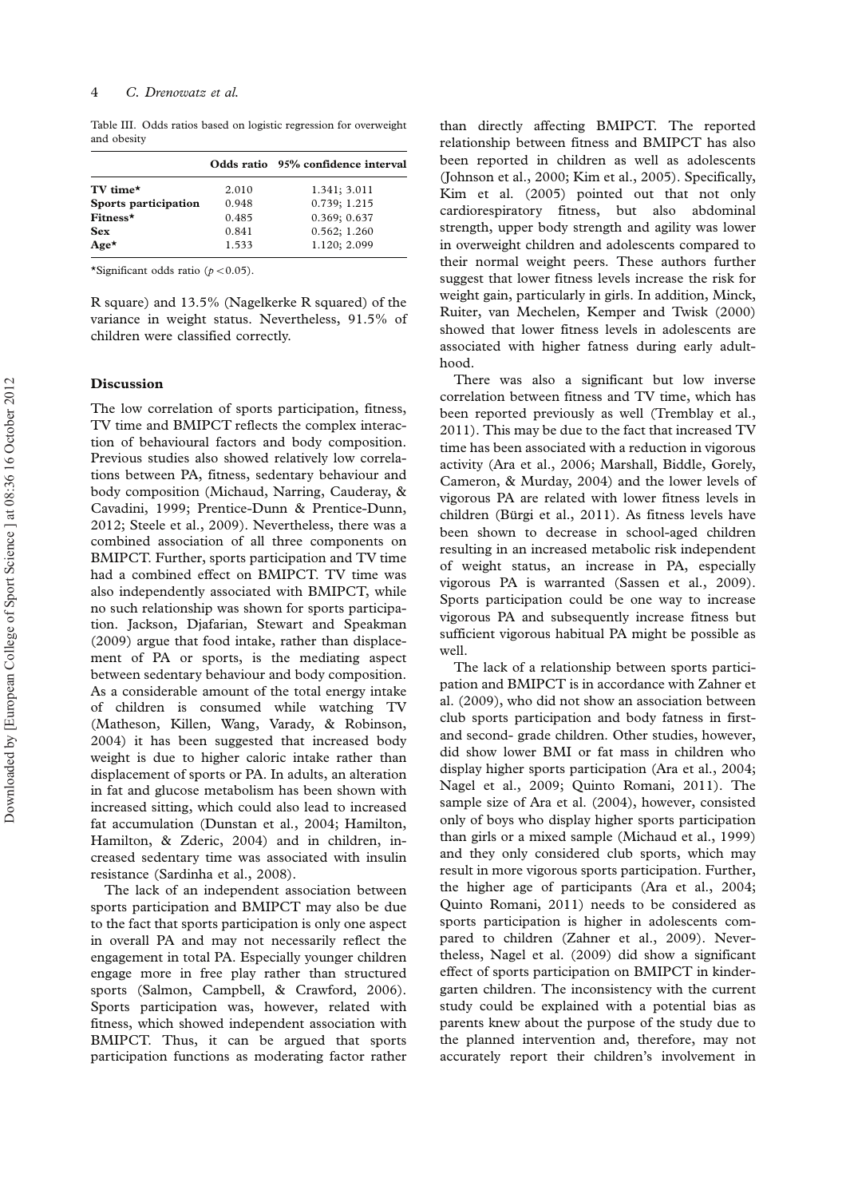Table III. Odds ratios based on logistic regression for overweight and obesity

| | Odds ratio | 95% confidence interval |
|---|---|---|
| **TV time*** | 2.010 | 1.341; 3.011 |
| **Sports participation** | 0.948 | 0.739; 1.215 |
| **Fitness*** | 0.485 | 0.369; 0.637 |
| **Sex** | 0.841 | 0.562; 1.260 |
| **Age*** | 1.533 | 1.120; 2.099 |

*Significant odds ratio ($p < 0.05$).

R square) and 13.5% (Nagelkerke R squared) of the variance in weight status. Nevertheless, 91.5% of children were classified correctly.

## Discussion

The low correlation of sports participation, fitness, TV time and BMIPCT reflects the complex interaction of behavioural factors and body composition. Previous studies also showed relatively low correlations between PA, fitness, sedentary behaviour and body composition (Michaud, Narring, Cauderay, & Cavadini, 1999; Prentice-Dunn & Prentice-Dunn, 2012; Steele et al., 2009). Nevertheless, there was a combined association of all three components on BMIPCT. Further, sports participation and TV time had a combined effect on BMIPCT. TV time was also independently associated with BMIPCT, while no such relationship was shown for sports participation. Jackson, Djafarian, Stewart and Speakman (2009) argue that food intake, rather than displacement of PA or sports, is the mediating aspect between sedentary behaviour and body composition. As a considerable amount of the total energy intake of children is consumed while watching TV (Matheson, Killen, Wang, Varady, & Robinson, 2004) it has been suggested that increased body weight is due to higher caloric intake rather than displacement of sports or PA. In adults, an alteration in fat and glucose metabolism has been shown with increased sitting, which could also lead to increased fat accumulation (Dunstan et al., 2004; Hamilton, Hamilton, & Zderic, 2004) and in children, increased sedentary time was associated with insulin resistance (Sardinha et al., 2008).

The lack of an independent association between sports participation and BMIPCT may also be due to the fact that sports participation is only one aspect in overall PA and may not necessarily reflect the engagement in total PA. Especially younger children engage more in free play rather than structured sports (Salmon, Campbell, & Crawford, 2006). Sports participation was, however, related with fitness, which showed independent association with BMIPCT. Thus, it can be argued that sports participation functions as moderating factor rather than directly affecting BMIPCT. The reported relationship between fitness and BMIPCT has also been reported in children as well as adolescents (Johnson et al., 2000; Kim et al., 2005). Specifically, Kim et al. (2005) pointed out that not only cardiorespiratory fitness, but also abdominal strength, upper body strength and agility was lower in overweight children and adolescents compared to their normal weight peers. These authors further suggest that lower fitness levels increase the risk for weight gain, particularly in girls. In addition, Minck, Ruiter, van Mechelen, Kemper and Twisk (2000) showed that lower fitness levels in adolescents are associated with higher fatness during early adulthood.

There was also a significant but low inverse correlation between fitness and TV time, which has been reported previously as well (Tremblay et al., 2011). This may be due to the fact that increased TV time has been associated with a reduction in vigorous activity (Ara et al., 2006; Marshall, Biddle, Gorely, Cameron, & Murday, 2004) and the lower levels of vigorous PA are related with lower fitness levels in children (Bürgi et al., 2011). As fitness levels have been shown to decrease in school-aged children resulting in an increased metabolic risk independent of weight status, an increase in PA, especially vigorous PA is warranted (Sassen et al., 2009). Sports participation could be one way to increase vigorous PA and subsequently increase fitness but sufficient vigorous habitual PA might be possible as well.

The lack of a relationship between sports participation and BMIPCT is in accordance with Zahner et al. (2009), who did not show an association between club sports participation and body fatness in first- and second- grade children. Other studies, however, did show lower BMI or fat mass in children who display higher sports participation (Ara et al., 2004; Nagel et al., 2009; Quinto Romani, 2011). The sample size of Ara et al. (2004), however, consisted only of boys who display higher sports participation than girls or a mixed sample (Michaud et al., 1999) and they only considered club sports, which may result in more vigorous sports participation. Further, the higher age of participants (Ara et al., 2004; Quinto Romani, 2011) needs to be considered as sports participation is higher in adolescents compared to children (Zahner et al., 2009). Nevertheless, Nagel et al. (2009) did show a significant effect of sports participation on BMIPCT in kindergarten children. The inconsistency with the current study could be explained with a potential bias as parents knew about the purpose of the study due to the planned intervention and, therefore, may not accurately report their children's involvement in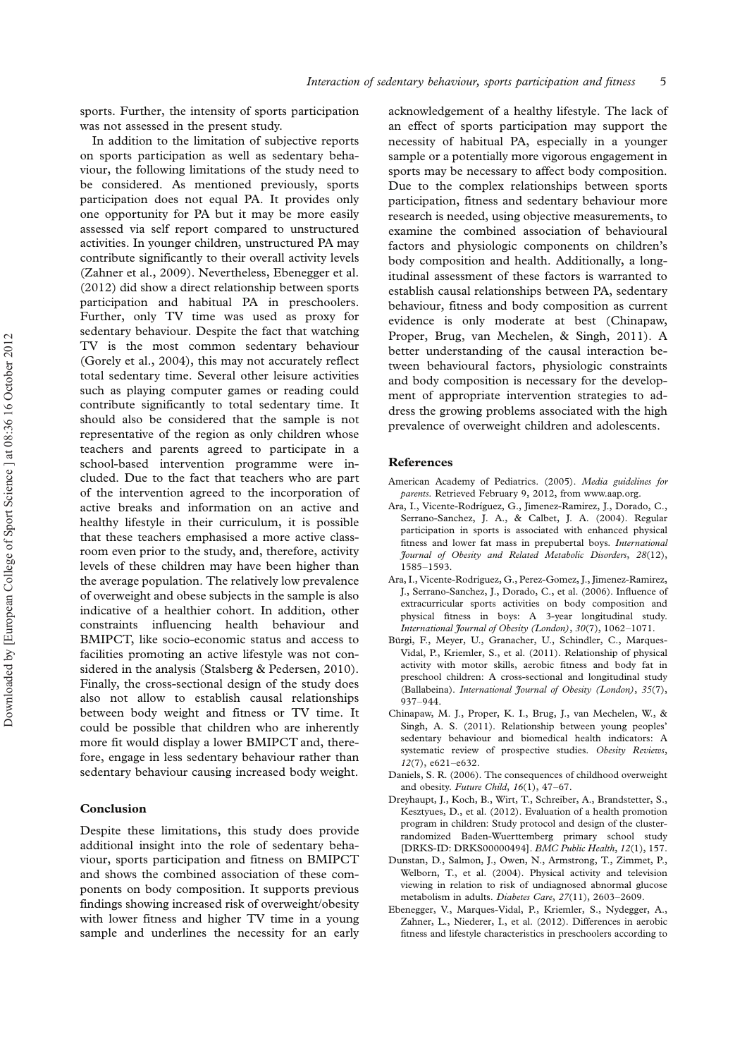sports. Further, the intensity of sports participation was not assessed in the present study.

In addition to the limitation of subjective reports on sports participation as well as sedentary behaviour, the following limitations of the study need to be considered. As mentioned previously, sports participation does not equal PA. It provides only one opportunity for PA but it may be more easily assessed via self report compared to unstructured activities. In younger children, unstructured PA may contribute significantly to their overall activity levels (Zahner et al., 2009). Nevertheless, Ebenegger et al. (2012) did show a direct relationship between sports participation and habitual PA in preschoolers. Further, only TV time was used as proxy for sedentary behaviour. Despite the fact that watching TV is the most common sedentary behaviour (Gorely et al., 2004), this may not accurately reflect total sedentary time. Several other leisure activities such as playing computer games or reading could contribute significantly to total sedentary time. It should also be considered that the sample is not representative of the region as only children whose teachers and parents agreed to participate in a school-based intervention programme were included. Due to the fact that teachers who are part of the intervention agreed to the incorporation of active breaks and information on an active and healthy lifestyle in their curriculum, it is possible that these teachers emphasised a more active classroom even prior to the study, and, therefore, activity levels of these children may have been higher than the average population. The relatively low prevalence of overweight and obese subjects in the sample is also indicative of a healthier cohort. In addition, other constraints influencing health behaviour and BMIPCT, like socio-economic status and access to facilities promoting an active lifestyle was not considered in the analysis (Stalsberg & Pedersen, 2010). Finally, the cross-sectional design of the study does also not allow to establish causal relationships between body weight and fitness or TV time. It could be possible that children who are inherently more fit would display a lower BMIPCT and, therefore, engage in less sedentary behaviour rather than sedentary behaviour causing increased body weight.

## Conclusion

Despite these limitations, this study does provide additional insight into the role of sedentary behaviour, sports participation and fitness on BMIPCT and shows the combined association of these components on body composition. It supports previous findings showing increased risk of overweight/obesity with lower fitness and higher TV time in a young sample and underlines the necessity for an early acknowledgement of a healthy lifestyle. The lack of an effect of sports participation may support the necessity of habitual PA, especially in a younger sample or a potentially more vigorous engagement in sports may be necessary to affect body composition. Due to the complex relationships between sports participation, fitness and sedentary behaviour more research is needed, using objective measurements, to examine the combined association of behavioural factors and physiologic components on children's body composition and health. Additionally, a longitudinal assessment of these factors is warranted to establish causal relationships between PA, sedentary behaviour, fitness and body composition as current evidence is only moderate at best (Chinapaw, Proper, Brug, van Mechelen, & Singh, 2011). A better understanding of the causal interaction between behavioural factors, physiologic constraints and body composition is necessary for the development of appropriate intervention strategies to address the growing problems associated with the high prevalence of overweight children and adolescents.

## References

American Academy of Pediatrics. (2005). *Media guidelines for parents*. Retrieved February 9, 2012, from www.aap.org.

Ara, I., Vicente-Rodríguez, G., Jimenez-Ramirez, J., Dorado, C., Serrano-Sanchez, J. A., & Calbet, J. A. (2004). Regular participation in sports is associated with enhanced physical fitness and lower fat mass in prepubertal boys. *International Journal of Obesity and Related Metabolic Disorders*, *28*(12), 1585–1593.

Ara, I., Vicente-Rodríguez, G., Perez-Gomez, J., Jimenez-Ramirez, J., Serrano-Sanchez, J., Dorado, C., et al. (2006). Influence of extracurricular sports activities on body composition and physical fitness in boys: A 3-year longitudinal study. *International Journal of Obesity (London)*, *30*(7), 1062–1071.

Bürgi, F., Meyer, U., Granacher, U., Schindler, C., Marques-Vidal, P., Kriemler, S., et al. (2011). Relationship of physical activity with motor skills, aerobic fitness and body fat in preschool children: A cross-sectional and longitudinal study (Ballabeina). *International Journal of Obesity (London)*, *35*(7), 937–944.

Chinapaw, M. J., Proper, K. I., Brug, J., van Mechelen, W., & Singh, A. S. (2011). Relationship between young peoples' sedentary behaviour and biomedical health indicators: A systematic review of prospective studies. *Obesity Reviews*, *12*(7), e621–e632.

Daniels, S. R. (2006). The consequences of childhood overweight and obesity. *Future Child*, *16*(1), 47–67.

Dreyhaupt, J., Koch, B., Wirt, T., Schreiber, A., Brandstetter, S., Kesztyues, D., et al. (2012). Evaluation of a health promotion program in children: Study protocol and design of the cluster-randomized Baden-Wuerttemberg primary school study [DRKS-ID: DRKS00000494]. *BMC Public Health*, *12*(1), 157.

Dunstan, D., Salmon, J., Owen, N., Armstrong, T., Zimmet, P., Welborn, T., et al. (2004). Physical activity and television viewing in relation to risk of undiagnosed abnormal glucose metabolism in adults. *Diabetes Care*, *27*(11), 2603–2609.

Ebenegger, V., Marques-Vidal, P., Kriemler, S., Nydegger, A., Zahner, L., Niederer, I., et al. (2012). Differences in aerobic fitness and lifestyle characteristics in preschoolers according to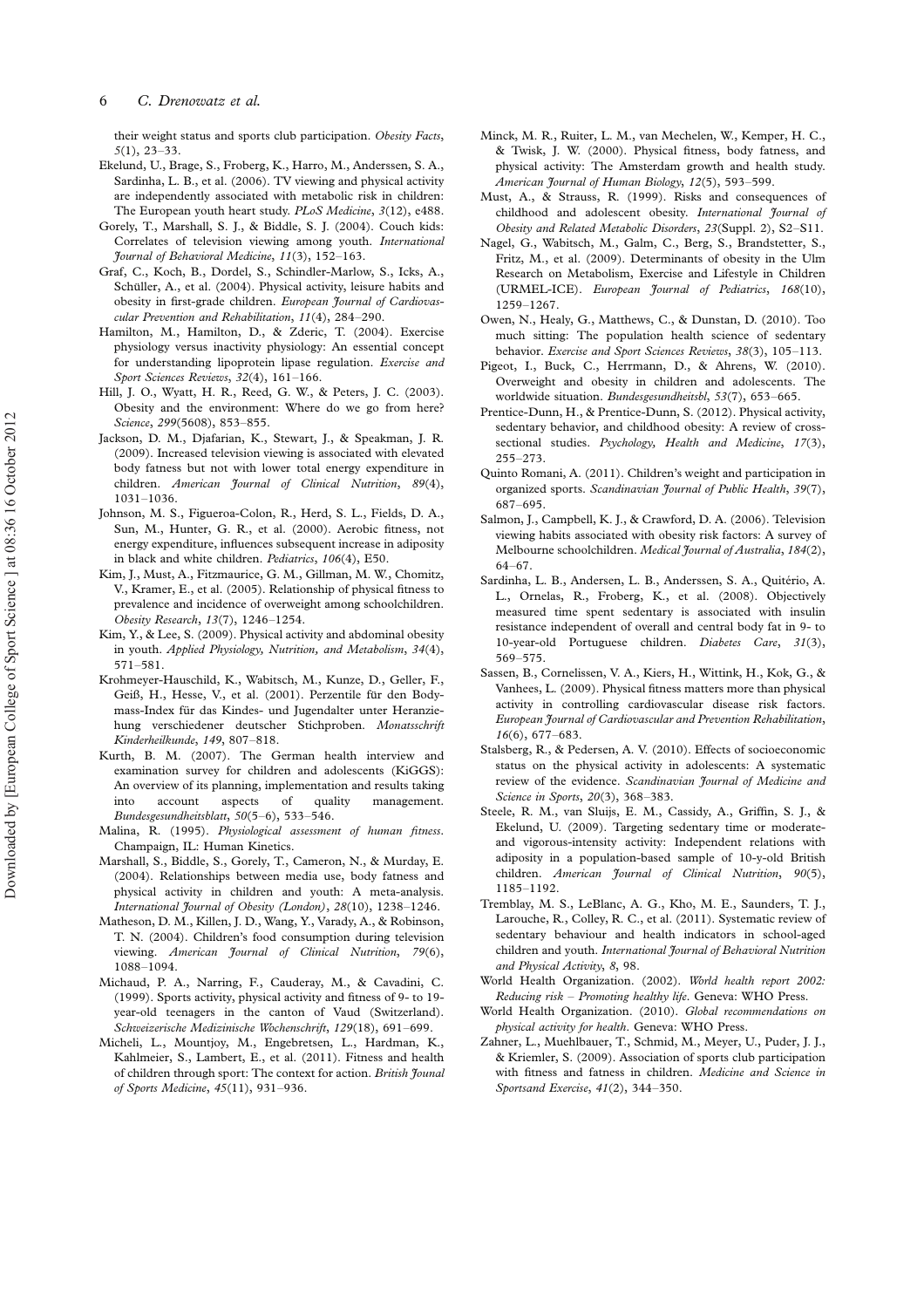their weight status and sports club participation. *Obesity Facts*, *5*(1), 23–33.

Ekelund, U., Brage, S., Froberg, K., Harro, M., Anderssen, S. A., Sardinha, L. B., et al. (2006). TV viewing and physical activity are independently associated with metabolic risk in children: The European youth heart study. *PLoS Medicine*, *3*(12), e488.

Gorely, T., Marshall, S. J., & Biddle, S. J. (2004). Couch kids: Correlates of television viewing among youth. *International Journal of Behavioral Medicine*, *11*(3), 152–163.

Graf, C., Koch, B., Dordel, S., Schindler-Marlow, S., Icks, A., Schüller, A., et al. (2004). Physical activity, leisure habits and obesity in first-grade children. *European Journal of Cardiovascular Prevention and Rehabilitation*, *11*(4), 284–290.

Hamilton, M., Hamilton, D., & Zderic, T. (2004). Exercise physiology versus inactivity physiology: An essential concept for understanding lipoprotein lipase regulation. *Exercise and Sport Sciences Reviews*, *32*(4), 161–166.

Hill, J. O., Wyatt, H. R., Reed, G. W., & Peters, J. C. (2003). Obesity and the environment: Where do we go from here? *Science*, *299*(5608), 853–855.

Jackson, D. M., Djafarian, K., Stewart, J., & Speakman, J. R. (2009). Increased television viewing is associated with elevated body fatness but not with lower total energy expenditure in children. *American Journal of Clinical Nutrition*, *89*(4), 1031–1036.

Johnson, M. S., Figueroa-Colon, R., Herd, S. L., Fields, D. A., Sun, M., Hunter, G. R., et al. (2000). Aerobic fitness, not energy expenditure, influences subsequent increase in adiposity in black and white children. *Pediatrics*, *106*(4), E50.

Kim, J., Must, A., Fitzmaurice, G. M., Gillman, M. W., Chomitz, V., Kramer, E., et al. (2005). Relationship of physical fitness to prevalence and incidence of overweight among schoolchildren. *Obesity Research*, *13*(7), 1246–1254.

Kim, Y., & Lee, S. (2009). Physical activity and abdominal obesity in youth. *Applied Physiology, Nutrition, and Metabolism*, *34*(4), 571–581.

Krohmeyer-Hauschild, K., Wabitsch, M., Kunze, D., Geller, F., Geiß, H., Hesse, V., et al. (2001). Perzentile für den Body-mass-Index für das Kindes- und Jugendalter unter Heranziehung verschiedener deutscher Stichproben. *Monatsschrift Kinderheilkunde*, *149*, 807–818.

Kurth, B. M. (2007). The German health interview and examination survey for children and adolescents (KiGGS): An overview of its planning, implementation and results taking into account aspects of quality management. *Bundesgesundheitsblatt*, *50*(5–6), 533–546.

Malina, R. (1995). *Physiological assessment of human fitness*. Champaign, IL: Human Kinetics.

Marshall, S., Biddle, S., Gorely, T., Cameron, N., & Murday, E. (2004). Relationships between media use, body fatness and physical activity in children and youth: A meta-analysis. *International Journal of Obesity (London)*, *28*(10), 1238–1246.

Matheson, D. M., Killen, J. D., Wang, Y., Varady, A., & Robinson, T. N. (2004). Children's food consumption during television viewing. *American Journal of Clinical Nutrition*, *79*(6), 1088–1094.

Michaud, P. A., Narring, F., Cauderay, M., & Cavadini, C. (1999). Sports activity, physical activity and fitness of 9- to 19-year-old teenagers in the canton of Vaud (Switzerland). *Schweizerische Medizinische Wochenschrift*, *129*(18), 691–699.

Micheli, L., Mountjoy, M., Engebretsen, L., Hardman, K., Kahlmeier, S., Lambert, E., et al. (2011). Fitness and health of children through sport: The context for action. *British Journal of Sports Medicine*, *45*(11), 931–936.

Minck, M. R., Ruiter, L. M., van Mechelen, W., Kemper, H. C., & Twisk, J. W. (2000). Physical fitness, body fatness, and physical activity: The Amsterdam growth and health study. *American Journal of Human Biology*, *12*(5), 593–599.

Must, A., & Strauss, R. (1999). Risks and consequences of childhood and adolescent obesity. *International Journal of Obesity and Related Metabolic Disorders*, *23*(Suppl. 2), S2–S11.

Nagel, G., Wabitsch, M., Galm, C., Berg, S., Brandstetter, S., Fritz, M., et al. (2009). Determinants of obesity in the Ulm Research on Metabolism, Exercise and Lifestyle in Children (URMEL-ICE). *European Journal of Pediatrics*, *168*(10), 1259–1267.

Owen, N., Healy, G., Matthews, C., & Dunstan, D. (2010). Too much sitting: The population health science of sedentary behavior. *Exercise and Sport Sciences Reviews*, *38*(3), 105–113.

Pigeot, I., Buck, C., Herrmann, D., & Ahrens, W. (2010). Overweight and obesity in children and adolescents. The worldwide situation. *Bundesgesundheitsbl*, *53*(7), 653–665.

Prentice-Dunn, H., & Prentice-Dunn, S. (2012). Physical activity, sedentary behavior, and childhood obesity: A review of cross-sectional studies. *Psychology, Health and Medicine*, *17*(3), 255–273.

Quinto Romani, A. (2011). Children's weight and participation in organized sports. *Scandinavian Journal of Public Health*, *39*(7), 687–695.

Salmon, J., Campbell, K. J., & Crawford, D. A. (2006). Television viewing habits associated with obesity risk factors: A survey of Melbourne schoolchildren. *Medical Journal of Australia*, *184*(2), 64–67.

Sardinha, L. B., Andersen, L. B., Anderssen, S. A., Quitério, A. L., Ornelas, R., Froberg, K., et al. (2008). Objectively measured time spent sedentary is associated with insulin resistance independent of overall and central body fat in 9- to 10-year-old Portuguese children. *Diabetes Care*, *31*(3), 569–575.

Sassen, B., Cornelissen, V. A., Kiers, H., Wittink, H., Kok, G., & Vanhees, L. (2009). Physical fitness matters more than physical activity in controlling cardiovascular disease risk factors. *European Journal of Cardiovascular and Prevention Rehabilitation*, *16*(6), 677–683.

Stalsberg, R., & Pedersen, A. V. (2010). Effects of socioeconomic status on the physical activity in adolescents: A systematic review of the evidence. *Scandinavian Journal of Medicine and Science in Sports*, *20*(3), 368–383.

Steele, R. M., van Sluijs, E. M., Cassidy, A., Griffin, S. J., & Ekelund, U. (2009). Targeting sedentary time or moderate- and vigorous-intensity activity: Independent relations with adiposity in a population-based sample of 10-y-old British children. *American Journal of Clinical Nutrition*, *90*(5), 1185–1192.

Tremblay, M. S., LeBlanc, A. G., Kho, M. E., Saunders, T. J., Larouche, R., Colley, R. C., et al. (2011). Systematic review of sedentary behaviour and health indicators in school-aged children and youth. *International Journal of Behavioral Nutrition and Physical Activity*, *8*, 98.

World Health Organization. (2002). *World health report 2002: Reducing risk – Promoting healthy life*. Geneva: WHO Press.

World Health Organization. (2010). *Global recommendations on physical activity for health*. Geneva: WHO Press.

Zahner, L., Muehlbauer, T., Schmid, M., Meyer, U., Puder, J. J., & Kriemler, S. (2009). Association of sports club participation with fitness and fatness in children. *Medicine and Science in Sportsand Exercise*, *41*(2), 344–350.